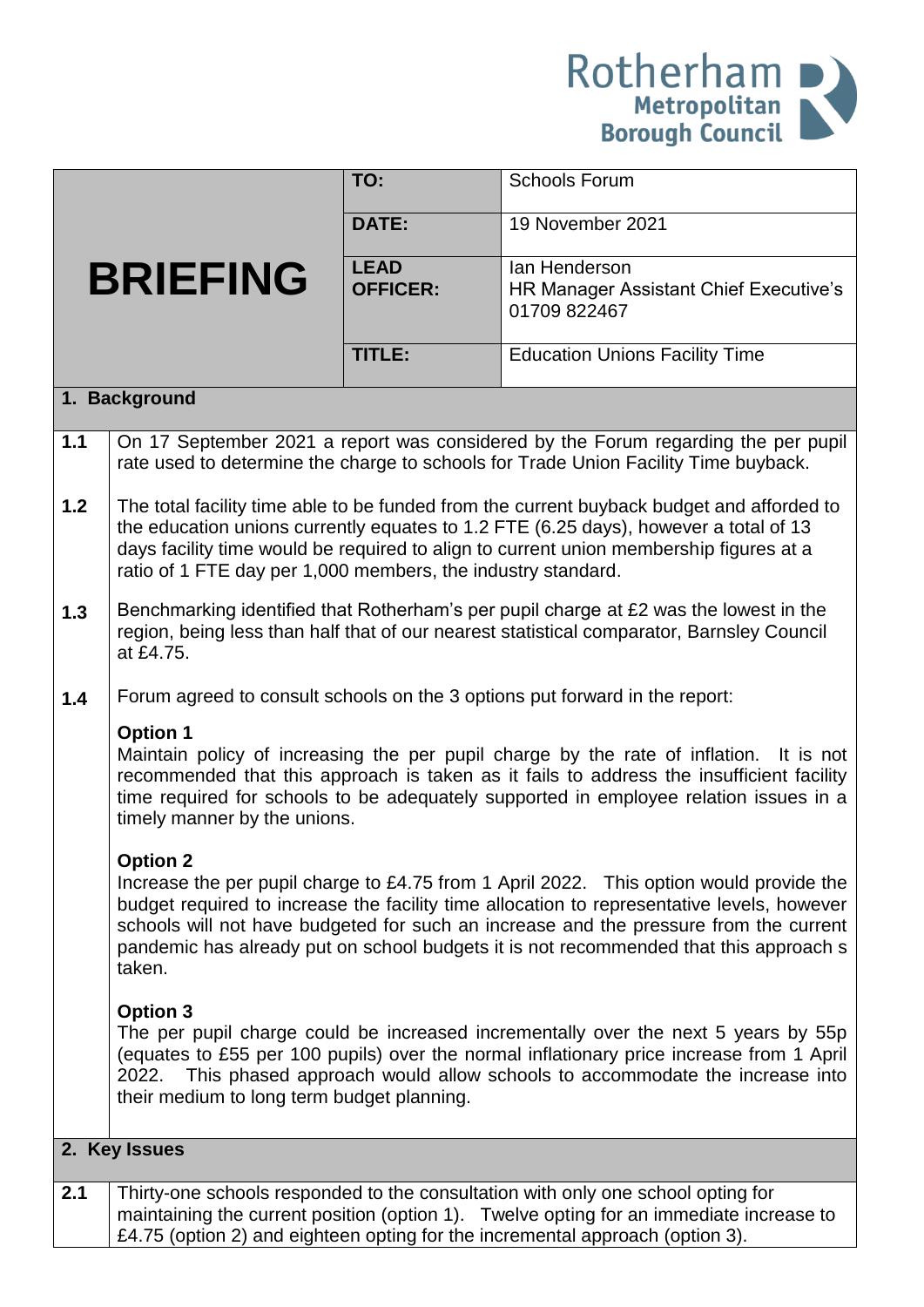Rotherham Metropolitan Borough Council

# BRIEFING

| | |
|---|---|
| **TO:** | Schools Forum |
| **DATE:** | 19 November 2021 |
| **LEAD OFFICER:** | Ian Henderson<br>HR Manager Assistant Chief Executive's<br>01709 822467 |
| **TITLE:** | Education Unions Facility Time |

## 1. Background

**1.1** On 17 September 2021 a report was considered by the Forum regarding the per pupil rate used to determine the charge to schools for Trade Union Facility Time buyback.

**1.2** The total facility time able to be funded from the current buyback budget and afforded to the education unions currently equates to 1.2 FTE (6.25 days), however a total of 13 days facility time would be required to align to current union membership figures at a ratio of 1 FTE day per 1,000 members, the industry standard.

**1.3** Benchmarking identified that Rotherham's per pupil charge at £2 was the lowest in the region, being less than half that of our nearest statistical comparator, Barnsley Council at £4.75.

**1.4** Forum agreed to consult schools on the 3 options put forward in the report:

**Option 1**
Maintain policy of increasing the per pupil charge by the rate of inflation. It is not recommended that this approach is taken as it fails to address the insufficient facility time required for schools to be adequately supported in employee relation issues in a timely manner by the unions.

**Option 2**
Increase the per pupil charge to £4.75 from 1 April 2022. This option would provide the budget required to increase the facility time allocation to representative levels, however schools will not have budgeted for such an increase and the pressure from the current pandemic has already put on school budgets it is not recommended that this approach s taken.

**Option 3**
The per pupil charge could be increased incrementally over the next 5 years by 55p (equates to £55 per 100 pupils) over the normal inflationary price increase from 1 April 2022. This phased approach would allow schools to accommodate the increase into their medium to long term budget planning.

## 2. Key Issues

**2.1** Thirty-one schools responded to the consultation with only one school opting for maintaining the current position (option 1). Twelve opting for an immediate increase to £4.75 (option 2) and eighteen opting for the incremental approach (option 3).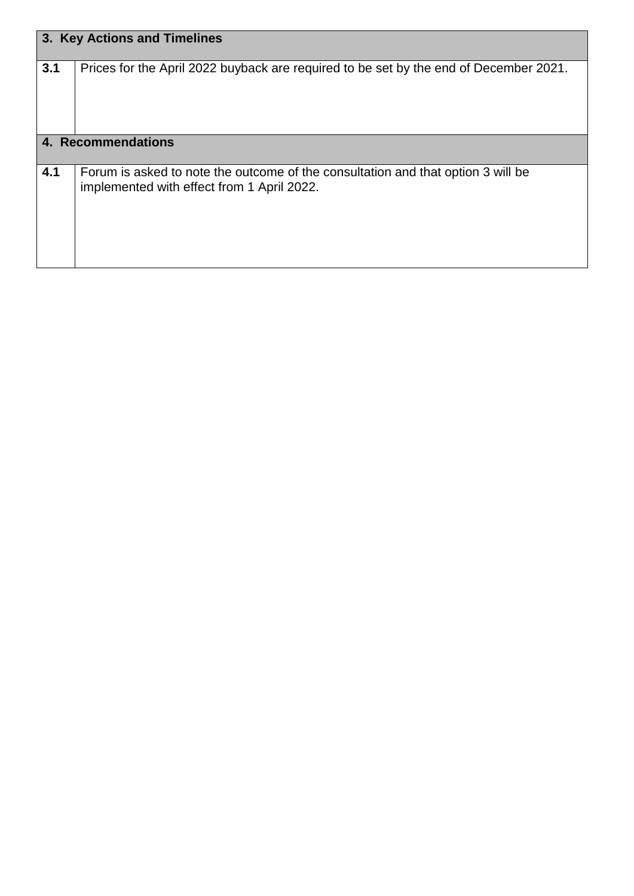## 3. Key Actions and Timelines

| | |
|---|---|
| **3.1** | Prices for the April 2022 buyback are required to be set by the end of December 2021. |

## 4. Recommendations

| | |
|---|---|
| **4.1** | Forum is asked to note the outcome of the consultation and that option 3 will be implemented with effect from 1 April 2022. |